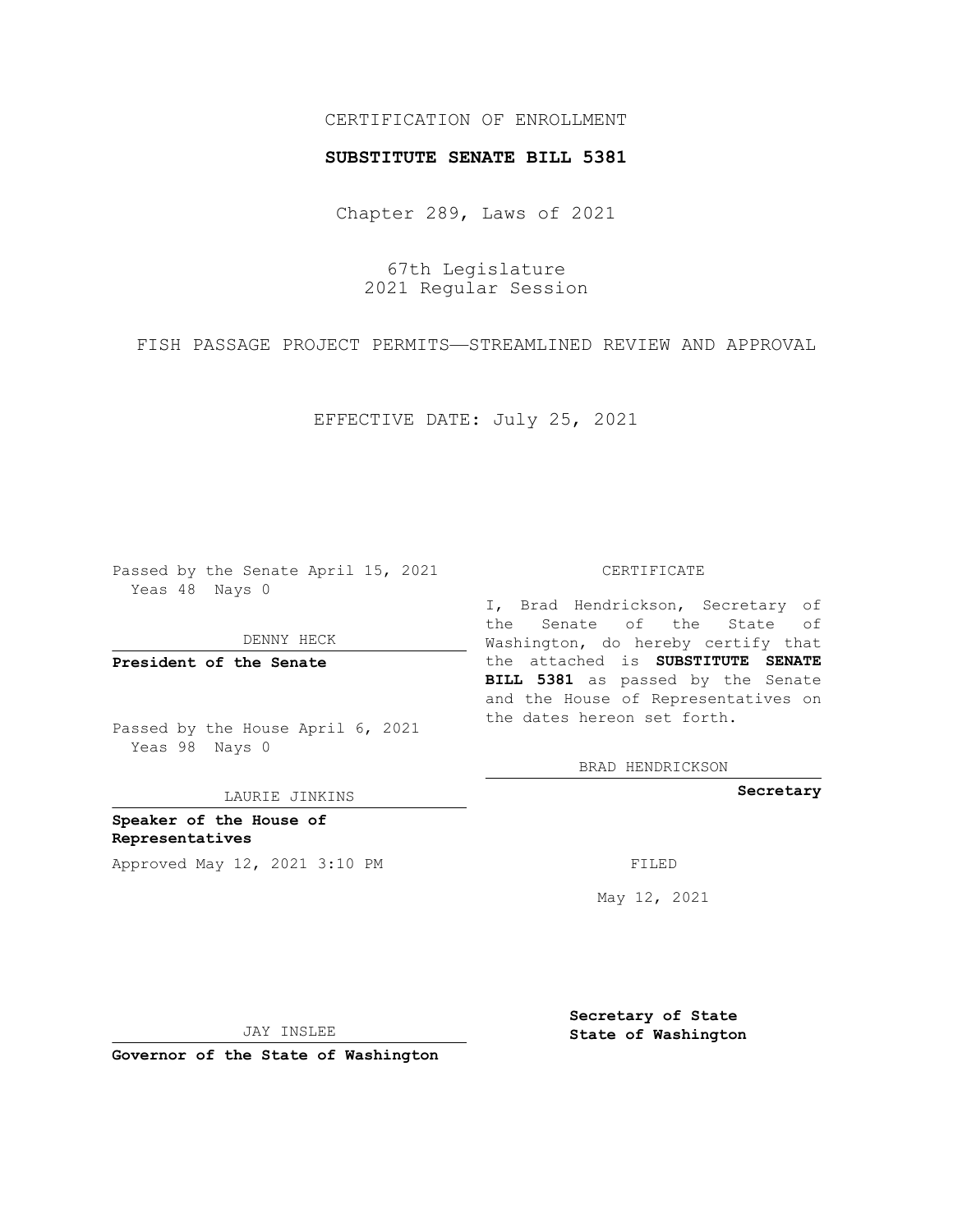CERTIFICATION OF ENROLLMENT

**SUBSTITUTE SENATE BILL 5381**

Chapter 289, Laws of 2021

67th Legislature
2021 Regular Session

FISH PASSAGE PROJECT PERMITS——STREAMLINED REVIEW AND APPROVAL

EFFECTIVE DATE: July 25, 2021

Passed by the Senate April 15, 2021
Yeas 48 Nays 0

DENNY HECK

**President of the Senate**

Passed by the House April 6, 2021
Yeas 98 Nays 0

LAURIE JINKINS

**Speaker of the House of Representatives**

Approved May 12, 2021 3:10 PM

JAY INSLEE

**Governor of the State of Washington**

CERTIFICATE

I, Brad Hendrickson, Secretary of the Senate of the State of Washington, do hereby certify that the attached is **SUBSTITUTE SENATE BILL 5381** as passed by the Senate and the House of Representatives on the dates hereon set forth.

BRAD HENDRICKSON

**Secretary**

FILED

May 12, 2021

**Secretary of State**
**State of Washington**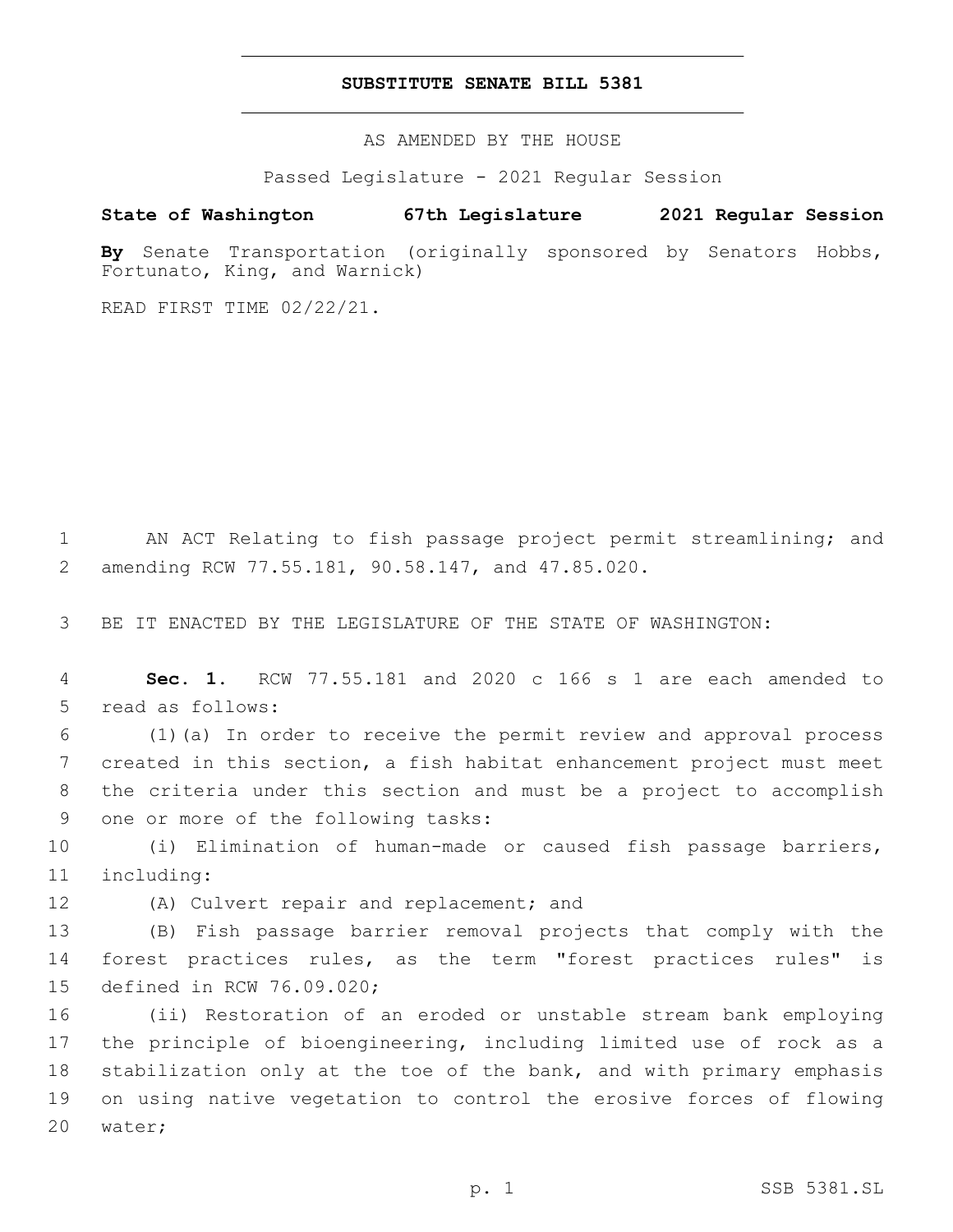**SUBSTITUTE SENATE BILL 5381**

AS AMENDED BY THE HOUSE

Passed Legislature - 2021 Regular Session

**State of Washington 67th Legislature 2021 Regular Session**

**By** Senate Transportation (originally sponsored by Senators Hobbs, Fortunato, King, and Warnick)

READ FIRST TIME 02/22/21.

AN ACT Relating to fish passage project permit streamlining; and amending RCW 77.55.181, 90.58.147, and 47.85.020.

BE IT ENACTED BY THE LEGISLATURE OF THE STATE OF WASHINGTON:

**Sec. 1.** RCW 77.55.181 and 2020 c 166 s 1 are each amended to read as follows:

(1)(a) In order to receive the permit review and approval process created in this section, a fish habitat enhancement project must meet the criteria under this section and must be a project to accomplish one or more of the following tasks:

(i) Elimination of human-made or caused fish passage barriers, including:

(A) Culvert repair and replacement; and

(B) Fish passage barrier removal projects that comply with the forest practices rules, as the term "forest practices rules" is defined in RCW 76.09.020;

(ii) Restoration of an eroded or unstable stream bank employing the principle of bioengineering, including limited use of rock as a stabilization only at the toe of the bank, and with primary emphasis on using native vegetation to control the erosive forces of flowing water;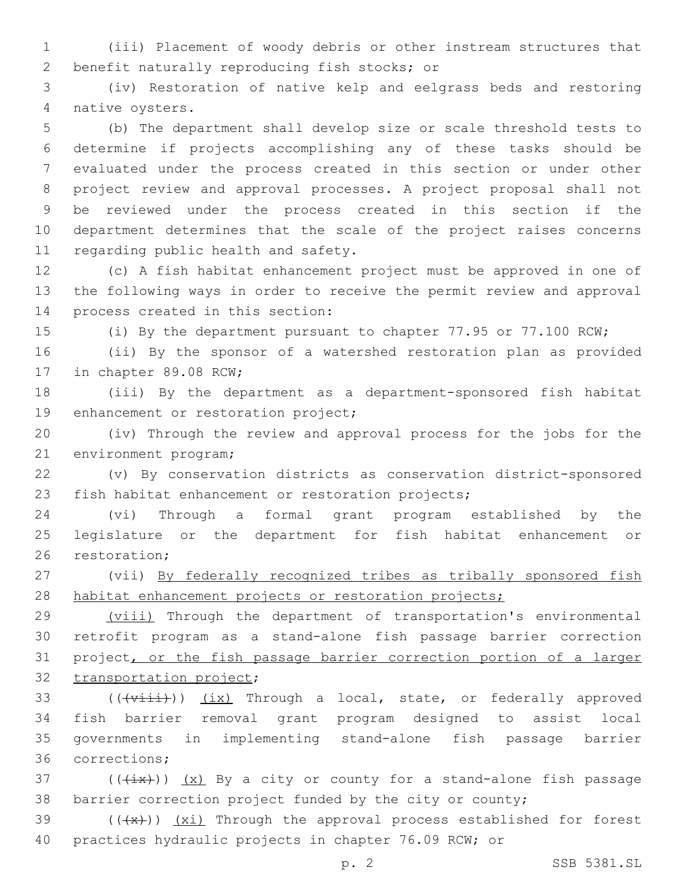(iii) Placement of woody debris or other instream structures that benefit naturally reproducing fish stocks; or

(iv) Restoration of native kelp and eelgrass beds and restoring native oysters.

(b) The department shall develop size or scale threshold tests to determine if projects accomplishing any of these tasks should be evaluated under the process created in this section or under other project review and approval processes. A project proposal shall not be reviewed under the process created in this section if the department determines that the scale of the project raises concerns regarding public health and safety.

(c) A fish habitat enhancement project must be approved in one of the following ways in order to receive the permit review and approval process created in this section:

(i) By the department pursuant to chapter 77.95 or 77.100 RCW;

(ii) By the sponsor of a watershed restoration plan as provided in chapter 89.08 RCW;

(iii) By the department as a department-sponsored fish habitat enhancement or restoration project;

(iv) Through the review and approval process for the jobs for the environment program;

(v) By conservation districts as conservation district-sponsored fish habitat enhancement or restoration projects;

(vi) Through a formal grant program established by the legislature or the department for fish habitat enhancement or restoration;

(vii) <u>By federally recognized tribes as tribally sponsored fish habitat enhancement projects or restoration projects;</u>

<u>(viii)</u> Through the department of transportation's environmental retrofit program as a stand-alone fish passage barrier correction project<u>, or the fish passage barrier correction portion of a larger transportation project</u>;

((~~(viii)~~)) <u>(ix)</u> Through a local, state, or federally approved fish barrier removal grant program designed to assist local governments in implementing stand-alone fish passage barrier corrections;

((~~(ix)~~)) <u>(x)</u> By a city or county for a stand-alone fish passage barrier correction project funded by the city or county;

((~~(x)~~)) <u>(xi)</u> Through the approval process established for forest practices hydraulic projects in chapter 76.09 RCW; or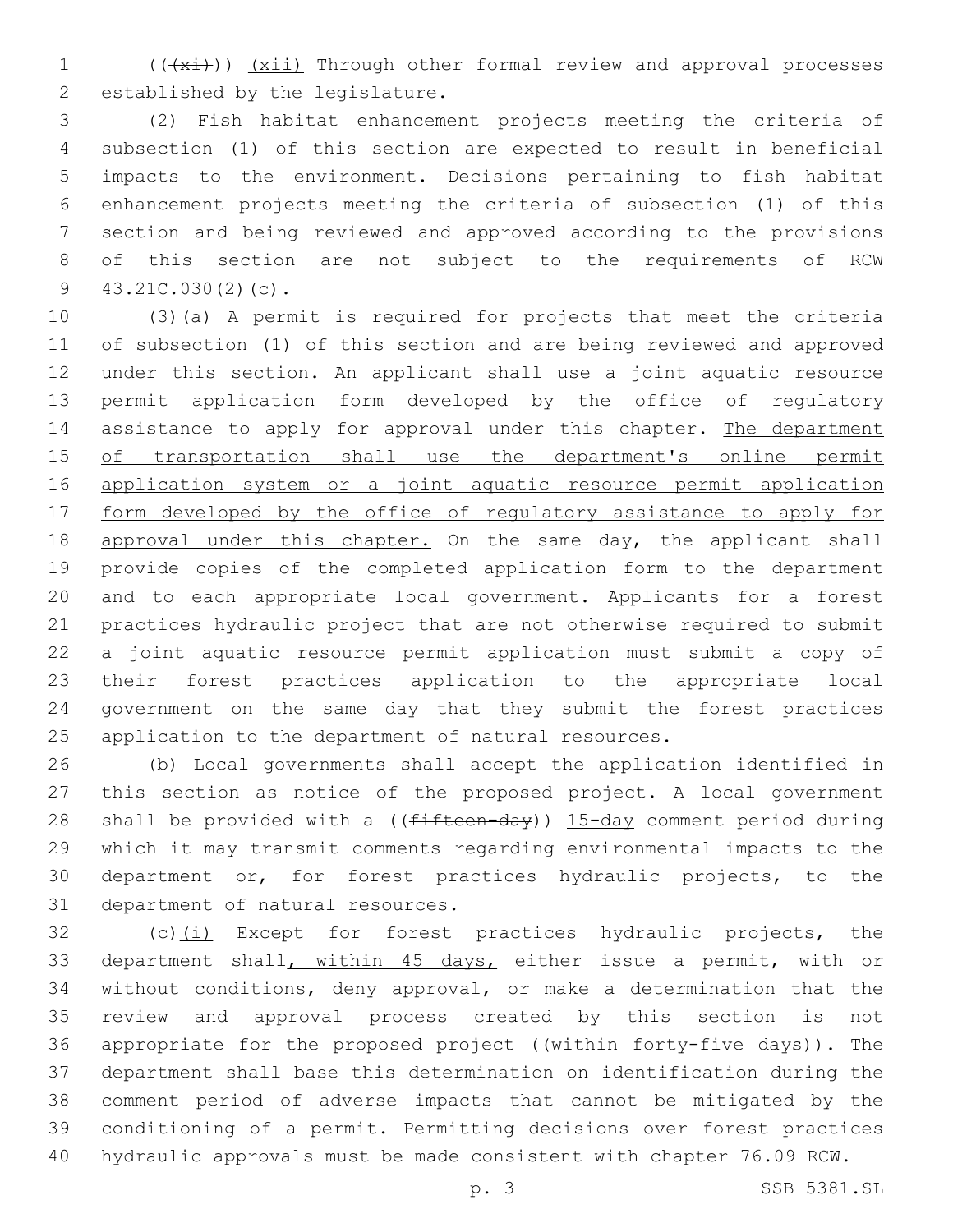((~~(xi)~~)) <u>(xii)</u> Through other formal review and approval processes established by the legislature.

(2) Fish habitat enhancement projects meeting the criteria of subsection (1) of this section are expected to result in beneficial impacts to the environment. Decisions pertaining to fish habitat enhancement projects meeting the criteria of subsection (1) of this section and being reviewed and approved according to the provisions of this section are not subject to the requirements of RCW 43.21C.030(2)(c).

(3)(a) A permit is required for projects that meet the criteria of subsection (1) of this section and are being reviewed and approved under this section. An applicant shall use a joint aquatic resource permit application form developed by the office of regulatory assistance to apply for approval under this chapter. <u>The department of transportation shall use the department's online permit application system or a joint aquatic resource permit application form developed by the office of regulatory assistance to apply for approval under this chapter.</u> On the same day, the applicant shall provide copies of the completed application form to the department and to each appropriate local government. Applicants for a forest practices hydraulic project that are not otherwise required to submit a joint aquatic resource permit application must submit a copy of their forest practices application to the appropriate local government on the same day that they submit the forest practices application to the department of natural resources.

(b) Local governments shall accept the application identified in this section as notice of the proposed project. A local government shall be provided with a ((~~fifteen-day~~)) <u>15-day</u> comment period during which it may transmit comments regarding environmental impacts to the department or, for forest practices hydraulic projects, to the department of natural resources.

(c)<u>(i)</u> Except for forest practices hydraulic projects, the department shall<u>, within 45 days,</u> either issue a permit, with or without conditions, deny approval, or make a determination that the review and approval process created by this section is not appropriate for the proposed project ((~~within forty-five days~~)). The department shall base this determination on identification during the comment period of adverse impacts that cannot be mitigated by the conditioning of a permit. Permitting decisions over forest practices hydraulic approvals must be made consistent with chapter 76.09 RCW.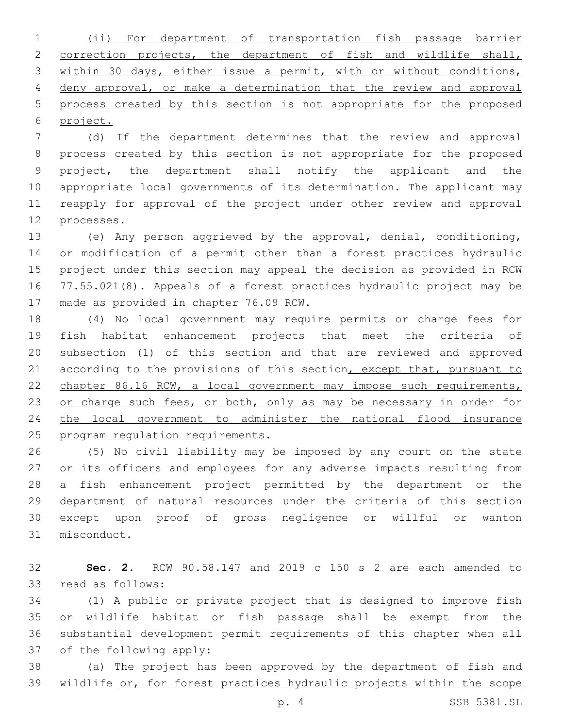(ii) For department of transportation fish passage barrier correction projects, the department of fish and wildlife shall, within 30 days, either issue a permit, with or without conditions, deny approval, or make a determination that the review and approval process created by this section is not appropriate for the proposed project.

(d) If the department determines that the review and approval process created by this section is not appropriate for the proposed project, the department shall notify the applicant and the appropriate local governments of its determination. The applicant may reapply for approval of the project under other review and approval processes.

(e) Any person aggrieved by the approval, denial, conditioning, or modification of a permit other than a forest practices hydraulic project under this section may appeal the decision as provided in RCW 77.55.021(8). Appeals of a forest practices hydraulic project may be made as provided in chapter 76.09 RCW.

(4) No local government may require permits or charge fees for fish habitat enhancement projects that meet the criteria of subsection (1) of this section and that are reviewed and approved according to the provisions of this section, except that, pursuant to chapter 86.16 RCW, a local government may impose such requirements, or charge such fees, or both, only as may be necessary in order for the local government to administer the national flood insurance program regulation requirements.

(5) No civil liability may be imposed by any court on the state or its officers and employees for any adverse impacts resulting from a fish enhancement project permitted by the department or the department of natural resources under the criteria of this section except upon proof of gross negligence or willful or wanton misconduct.

**Sec. 2.** RCW 90.58.147 and 2019 c 150 s 2 are each amended to read as follows:

(1) A public or private project that is designed to improve fish or wildlife habitat or fish passage shall be exempt from the substantial development permit requirements of this chapter when all of the following apply:

(a) The project has been approved by the department of fish and wildlife or, for forest practices hydraulic projects within the scope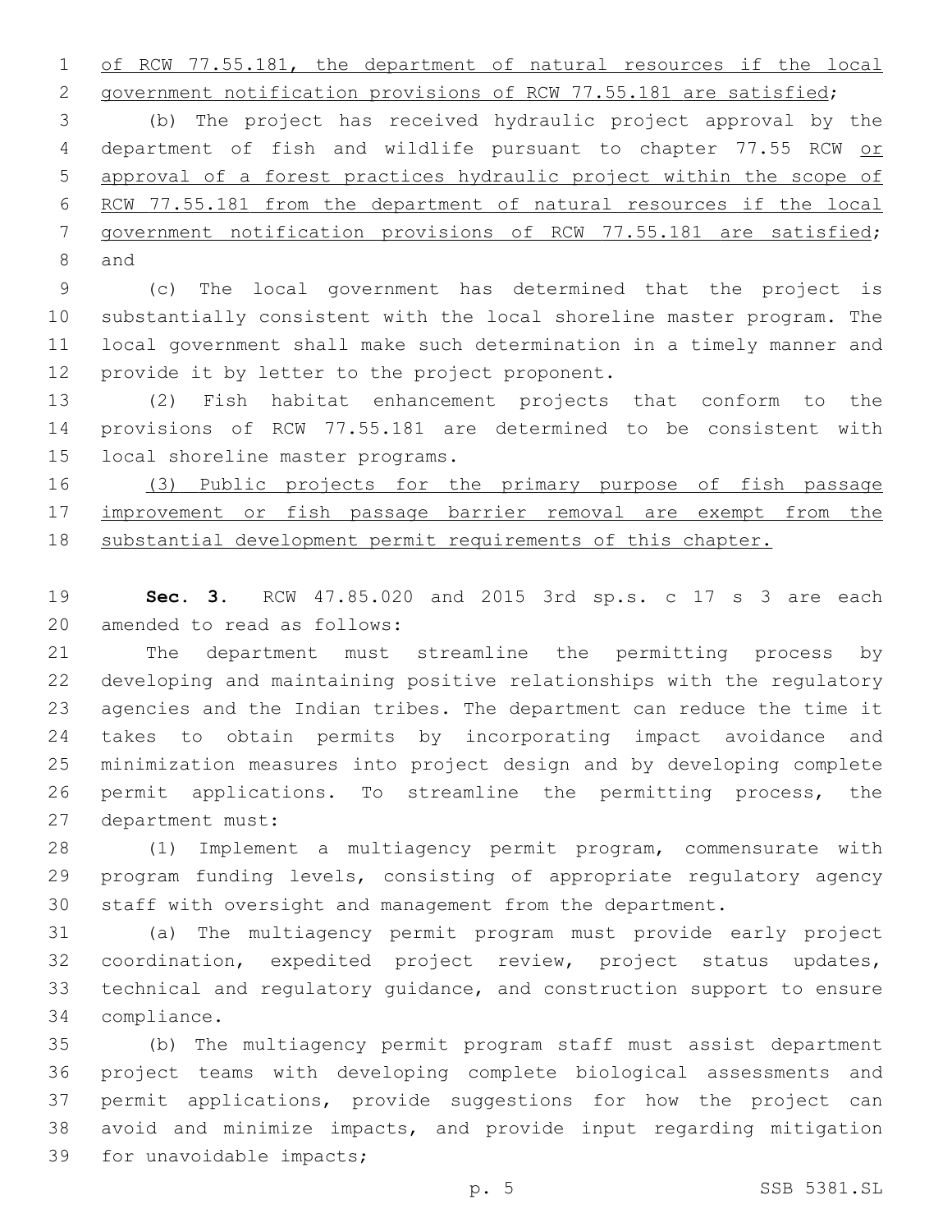of RCW 77.55.181, the department of natural resources if the local government notification provisions of RCW 77.55.181 are satisfied;

(b) The project has received hydraulic project approval by the department of fish and wildlife pursuant to chapter 77.55 RCW or approval of a forest practices hydraulic project within the scope of RCW 77.55.181 from the department of natural resources if the local government notification provisions of RCW 77.55.181 are satisfied; and

(c) The local government has determined that the project is substantially consistent with the local shoreline master program. The local government shall make such determination in a timely manner and provide it by letter to the project proponent.

(2) Fish habitat enhancement projects that conform to the provisions of RCW 77.55.181 are determined to be consistent with local shoreline master programs.

(3) Public projects for the primary purpose of fish passage improvement or fish passage barrier removal are exempt from the substantial development permit requirements of this chapter.

**Sec. 3.** RCW 47.85.020 and 2015 3rd sp.s. c 17 s 3 are each amended to read as follows:

The department must streamline the permitting process by developing and maintaining positive relationships with the regulatory agencies and the Indian tribes. The department can reduce the time it takes to obtain permits by incorporating impact avoidance and minimization measures into project design and by developing complete permit applications. To streamline the permitting process, the department must:

(1) Implement a multiagency permit program, commensurate with program funding levels, consisting of appropriate regulatory agency staff with oversight and management from the department.

(a) The multiagency permit program must provide early project coordination, expedited project review, project status updates, technical and regulatory guidance, and construction support to ensure compliance.

(b) The multiagency permit program staff must assist department project teams with developing complete biological assessments and permit applications, provide suggestions for how the project can avoid and minimize impacts, and provide input regarding mitigation for unavoidable impacts;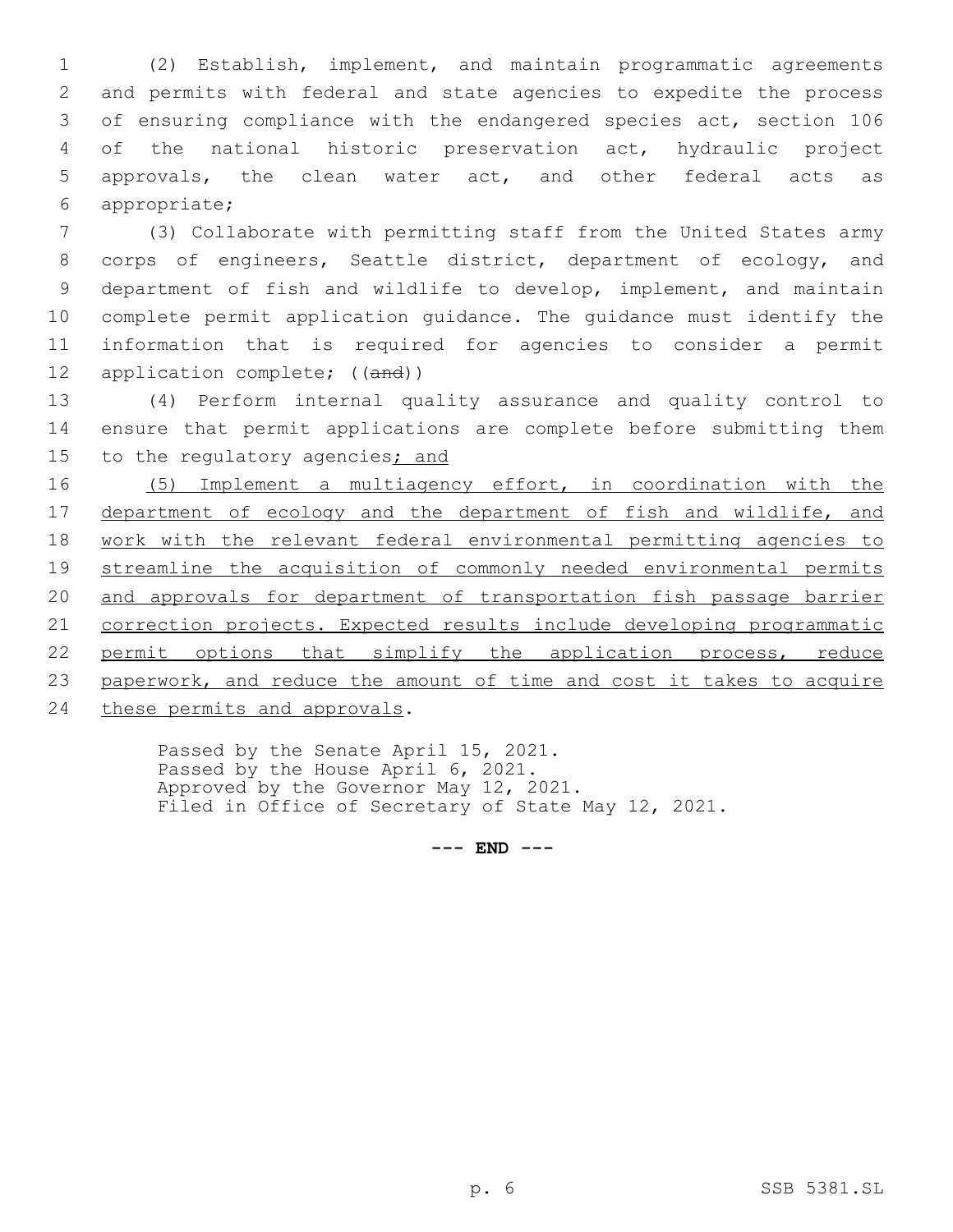(2) Establish, implement, and maintain programmatic agreements and permits with federal and state agencies to expedite the process of ensuring compliance with the endangered species act, section 106 of the national historic preservation act, hydraulic project approvals, the clean water act, and other federal acts as appropriate;

(3) Collaborate with permitting staff from the United States army corps of engineers, Seattle district, department of ecology, and department of fish and wildlife to develop, implement, and maintain complete permit application guidance. The guidance must identify the information that is required for agencies to consider a permit application complete; ((~~and~~))

(4) Perform internal quality assurance and quality control to ensure that permit applications are complete before submitting them to the regulatory agencies<u>; and</u>

<u>(5) Implement a multiagency effort, in coordination with the department of ecology and the department of fish and wildlife, and work with the relevant federal environmental permitting agencies to streamline the acquisition of commonly needed environmental permits and approvals for department of transportation fish passage barrier correction projects. Expected results include developing programmatic permit options that simplify the application process, reduce paperwork, and reduce the amount of time and cost it takes to acquire these permits and approvals</u>.

Passed by the Senate April 15, 2021.
Passed by the House April 6, 2021.
Approved by the Governor May 12, 2021.
Filed in Office of Secretary of State May 12, 2021.

**--- END ---**